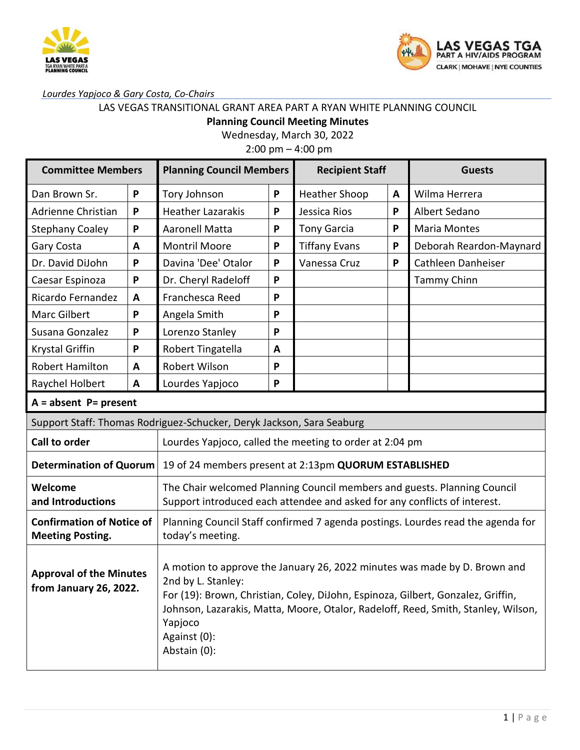*Lourdes Yapjoco & Gary Costa, Co-Chairs*

LAS VEGAS TRANSITIONAL GRANT AREA PART A RYAN WHITE PLANNING COUNCIL

**Planning Council Meeting Minutes**

Wednesday, March 30, 2022

2:00 pm – 4:00 pm

| Committee Members | | Planning Council Members | | Recipient Staff | | Guests |
|---|---|---|---|---|---|---|
| Dan Brown Sr. | P | Tory Johnson | P | Heather Shoop | A | Wilma Herrera |
| Adrienne Christian | P | Heather Lazarakis | P | Jessica Rios | P | Albert Sedano |
| Stephany Coaley | P | Aaronell Matta | P | Tony Garcia | P | Maria Montes |
| Gary Costa | A | Montril Moore | P | Tiffany Evans | P | Deborah Reardon-Maynard |
| Dr. David DiJohn | P | Davina 'Dee' Otalor | P | Vanessa Cruz | P | Cathleen Danheiser |
| Caesar Espinoza | P | Dr. Cheryl Radeloff | P | | | Tammy Chinn |
| Ricardo Fernandez | A | Franchesca Reed | P | | | |
| Marc Gilbert | P | Angela Smith | P | | | |
| Susana Gonzalez | P | Lorenzo Stanley | P | | | |
| Krystal Griffin | P | Robert Tingatella | A | | | |
| Robert Hamilton | A | Robert Wilson | P | | | |
| Raychel Holbert | A | Lourdes Yapjoco | P | | | |

**A = absent P= present**

Support Staff: Thomas Rodriguez-Schucker, Deryk Jackson, Sara Seaburg

| | |
|---|---|
| **Call to order** | Lourdes Yapjoco, called the meeting to order at 2:04 pm |
| **Determination of Quorum** | 19 of 24 members present at 2:13pm **QUORUM ESTABLISHED** |
| **Welcome and Introductions** | The Chair welcomed Planning Council members and guests. Planning Council Support introduced each attendee and asked for any conflicts of interest. |
| **Confirmation of Notice of Meeting Posting.** | Planning Council Staff confirmed 7 agenda postings. Lourdes read the agenda for today's meeting. |
| **Approval of the Minutes from January 26, 2022.** | A motion to approve the January 26, 2022 minutes was made by D. Brown and 2nd by L. Stanley:<br>For (19): Brown, Christian, Coley, DiJohn, Espinoza, Gilbert, Gonzalez, Griffin, Johnson, Lazarakis, Matta, Moore, Otalor, Radeloff, Reed, Smith, Stanley, Wilson, Yapjoco<br>Against (0):<br>Abstain (0): |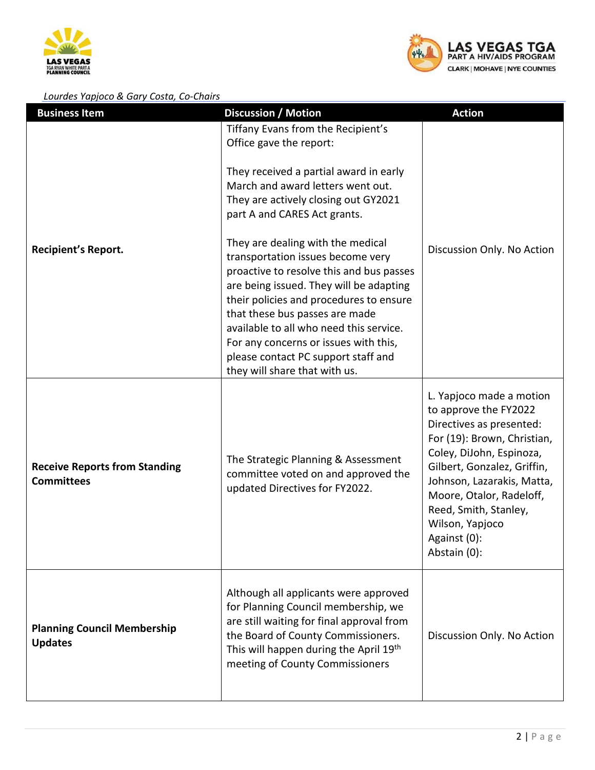*Lourdes Yapjoco & Gary Costa, Co-Chairs*

| Business Item | Discussion / Motion | Action |
|---|---|---|
| **Recipient's Report.** | Tiffany Evans from the Recipient's Office gave the report:<br><br>They received a partial award in early March and award letters went out. They are actively closing out GY2021 part A and CARES Act grants.<br><br>They are dealing with the medical transportation issues become very proactive to resolve this and bus passes are being issued. They will be adapting their policies and procedures to ensure that these bus passes are made available to all who need this service. For any concerns or issues with this, please contact PC support staff and they will share that with us. | Discussion Only. No Action |
| **Receive Reports from Standing Committees** | The Strategic Planning & Assessment committee voted on and approved the updated Directives for FY2022. | L. Yapjoco made a motion to approve the FY2022 Directives as presented:<br>For (19): Brown, Christian, Coley, DiJohn, Espinoza, Gilbert, Gonzalez, Griffin, Johnson, Lazarakis, Matta, Moore, Otalor, Radeloff, Reed, Smith, Stanley, Wilson, Yapjoco<br>Against (0):<br>Abstain (0): |
| **Planning Council Membership Updates** | Although all applicants were approved for Planning Council membership, we are still waiting for final approval from the Board of County Commissioners. This will happen during the April 19th meeting of County Commissioners | Discussion Only. No Action |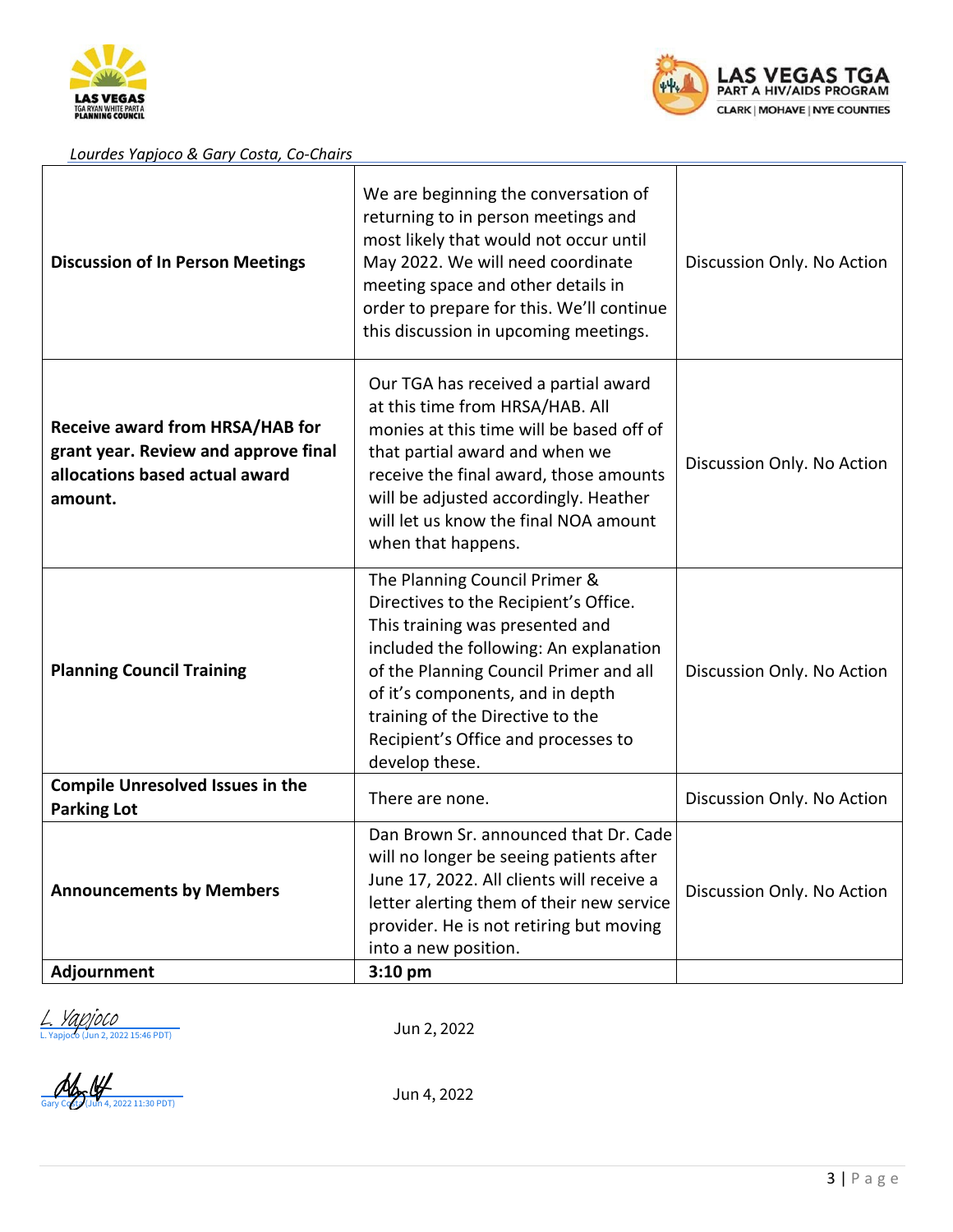*Lourdes Yapjoco & Gary Costa, Co-Chairs*

| | | |
|---|---|---|
| **Discussion of In Person Meetings** | We are beginning the conversation of returning to in person meetings and most likely that would not occur until May 2022. We will need coordinate meeting space and other details in order to prepare for this. We'll continue this discussion in upcoming meetings. | Discussion Only. No Action |
| **Receive award from HRSA/HAB for grant year. Review and approve final allocations based actual award amount.** | Our TGA has received a partial award at this time from HRSA/HAB. All monies at this time will be based off of that partial award and when we receive the final award, those amounts will be adjusted accordingly. Heather will let us know the final NOA amount when that happens. | Discussion Only. No Action |
| **Planning Council Training** | The Planning Council Primer & Directives to the Recipient's Office. This training was presented and included the following: An explanation of the Planning Council Primer and all of it's components, and in depth training of the Directive to the Recipient's Office and processes to develop these. | Discussion Only. No Action |
| **Compile Unresolved Issues in the Parking Lot** | There are none. | Discussion Only. No Action |
| **Announcements by Members** | Dan Brown Sr. announced that Dr. Cade will no longer be seeing patients after June 17, 2022. All clients will receive a letter alerting them of their new service provider. He is not retiring but moving into a new position. | Discussion Only. No Action |
| **Adjournment** | **3:10 pm** | |

L. Yapjoco
L. Yapjoco (Jun 2, 2022 15:46 PDT) — Jun 2, 2022

Gary Costa (Jun 4, 2022 11:30 PDT) — Jun 4, 2022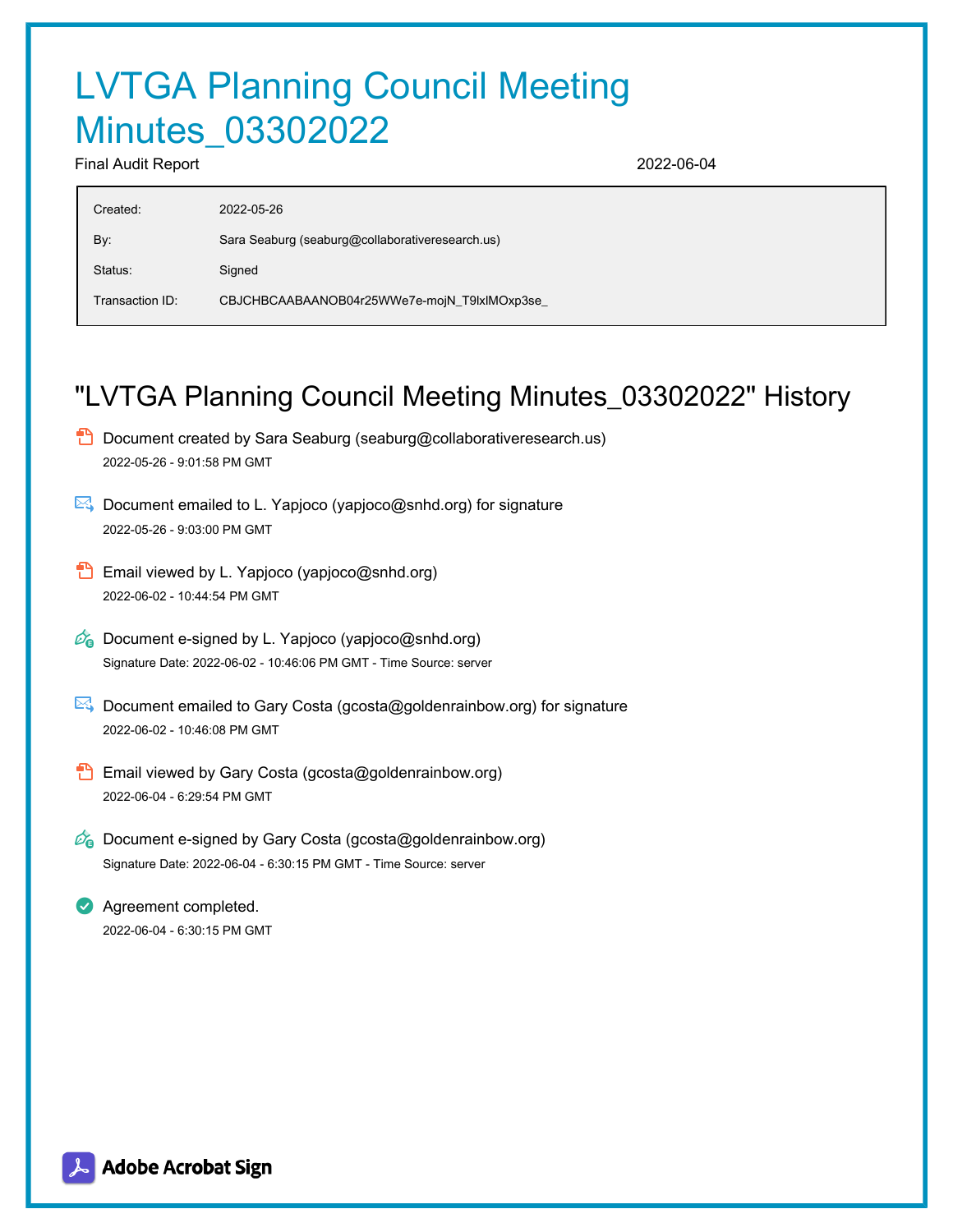# LVTGA Planning Council Meeting Minutes_03302022

Final Audit Report 2022-06-04

| | |
|---|---|
| Created: | 2022-05-26 |
| By: | Sara Seaburg (seaburg@collaborativeresearch.us) |
| Status: | Signed |
| Transaction ID: | CBJCHBCAABAANOB04r25WWe7e-mojN_T9lxlMOxp3se_ |

## "LVTGA Planning Council Meeting Minutes_03302022" History

- Document created by Sara Seaburg (seaburg@collaborativeresearch.us)
  2022-05-26 - 9:01:58 PM GMT

- Document emailed to L. Yapjoco (yapjoco@snhd.org) for signature
  2022-05-26 - 9:03:00 PM GMT

- Email viewed by L. Yapjoco (yapjoco@snhd.org)
  2022-06-02 - 10:44:54 PM GMT

- Document e-signed by L. Yapjoco (yapjoco@snhd.org)
  Signature Date: 2022-06-02 - 10:46:06 PM GMT - Time Source: server

- Document emailed to Gary Costa (gcosta@goldenrainbow.org) for signature
  2022-06-02 - 10:46:08 PM GMT

- Email viewed by Gary Costa (gcosta@goldenrainbow.org)
  2022-06-04 - 6:29:54 PM GMT

- Document e-signed by Gary Costa (gcosta@goldenrainbow.org)
  Signature Date: 2022-06-04 - 6:30:15 PM GMT - Time Source: server

- Agreement completed.
  2022-06-04 - 6:30:15 PM GMT

Adobe Acrobat Sign